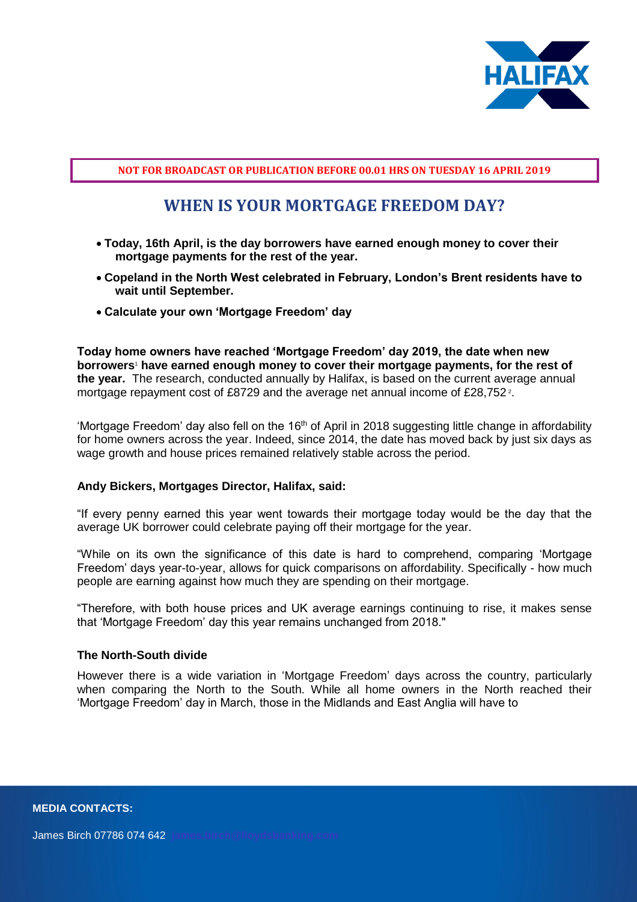**NOT FOR BROADCAST OR PUBLICATION BEFORE 00.01 HRS ON TUESDAY 16 APRIL 2019**

# WHEN IS YOUR MORTGAGE FREEDOM DAY?

- **Today, 16th April, is the day borrowers have earned enough money to cover their mortgage payments for the rest of the year.**
- **Copeland in the North West celebrated in February, London's Brent residents have to wait until September.**
- **Calculate your own 'Mortgage Freedom' day**

**Today home owners have reached 'Mortgage Freedom' day 2019, the date when new borrowers[1] have earned enough money to cover their mortgage payments, for the rest of the year.** The research, conducted annually by Halifax, is based on the current average annual mortgage repayment cost of £8729 and the average net annual income of £28,752[2].

'Mortgage Freedom' day also fell on the 16th of April in 2018 suggesting little change in affordability for home owners across the year. Indeed, since 2014, the date has moved back by just six days as wage growth and house prices remained relatively stable across the period.

**Andy Bickers, Mortgages Director, Halifax, said:**

"If every penny earned this year went towards their mortgage today would be the day that the average UK borrower could celebrate paying off their mortgage for the year.

"While on its own the significance of this date is hard to comprehend, comparing 'Mortgage Freedom' days year-to-year, allows for quick comparisons on affordability. Specifically - how much people are earning against how much they are spending on their mortgage.

"Therefore, with both house prices and UK average earnings continuing to rise, it makes sense that 'Mortgage Freedom' day this year remains unchanged from 2018."

**The North-South divide**

However there is a wide variation in 'Mortgage Freedom' days across the country, particularly when comparing the North to the South. While all home owners in the North reached their 'Mortgage Freedom' day in March, those in the Midlands and East Anglia will have to

**MEDIA CONTACTS:**

James Birch 07786 074 642 james.birch@lloydsbanking.com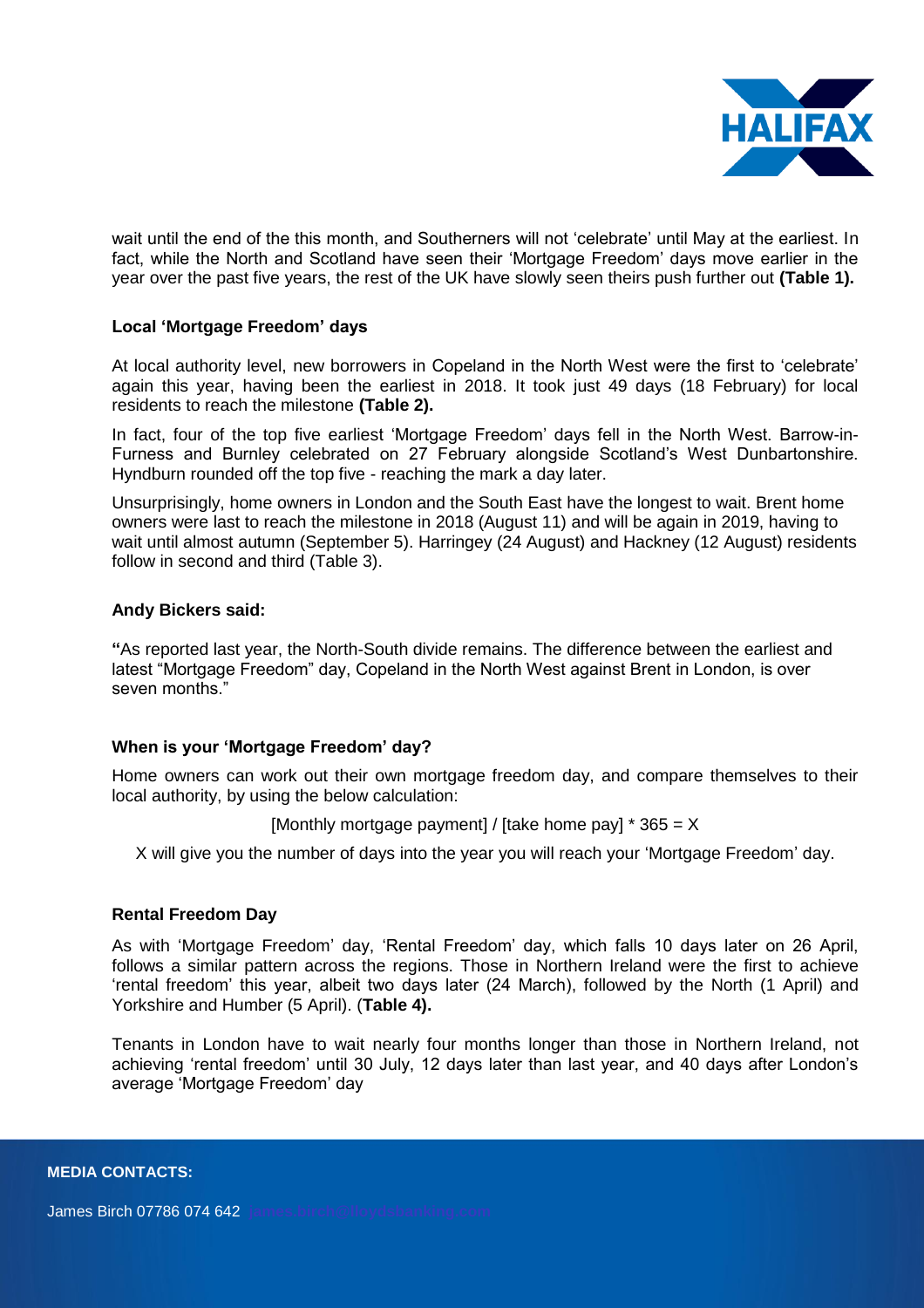wait until the end of the this month, and Southerners will not 'celebrate' until May at the earliest. In fact, while the North and Scotland have seen their 'Mortgage Freedom' days move earlier in the year over the past five years, the rest of the UK have slowly seen theirs push further out **(Table 1).**

**Local 'Mortgage Freedom' days**

At local authority level, new borrowers in Copeland in the North West were the first to 'celebrate' again this year, having been the earliest in 2018. It took just 49 days (18 February) for local residents to reach the milestone **(Table 2).**

In fact, four of the top five earliest 'Mortgage Freedom' days fell in the North West. Barrow-in-Furness and Burnley celebrated on 27 February alongside Scotland's West Dunbartonshire. Hyndburn rounded off the top five - reaching the mark a day later.

Unsurprisingly, home owners in London and the South East have the longest to wait. Brent home owners were last to reach the milestone in 2018 (August 11) and will be again in 2019, having to wait until almost autumn (September 5). Harringey (24 August) and Hackney (12 August) residents follow in second and third (Table 3).

**Andy Bickers said:**

**"**As reported last year, the North-South divide remains. The difference between the earliest and latest "Mortgage Freedom" day, Copeland in the North West against Brent in London, is over seven months."

**When is your 'Mortgage Freedom' day?**

Home owners can work out their own mortgage freedom day, and compare themselves to their local authority, by using the below calculation:

[Monthly mortgage payment] / [take home pay] * 365 = X

X will give you the number of days into the year you will reach your 'Mortgage Freedom' day.

**Rental Freedom Day**

As with 'Mortgage Freedom' day, 'Rental Freedom' day, which falls 10 days later on 26 April, follows a similar pattern across the regions. Those in Northern Ireland were the first to achieve 'rental freedom' this year, albeit two days later (24 March), followed by the North (1 April) and Yorkshire and Humber (5 April). (**Table 4).**

Tenants in London have to wait nearly four months longer than those in Northern Ireland, not achieving 'rental freedom' until 30 July, 12 days later than last year, and 40 days after London's average 'Mortgage Freedom' day

**MEDIA CONTACTS:**

James Birch 07786 074 642 james.birch@lloydsbanking.com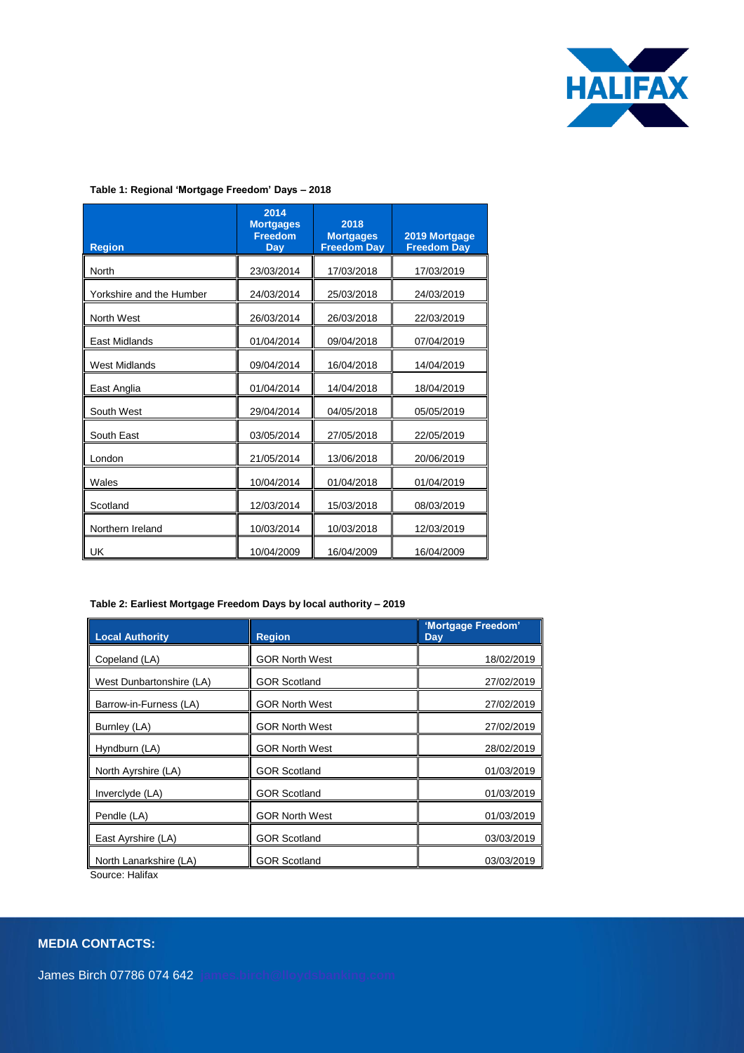**Table 1: Regional 'Mortgage Freedom' Days – 2018**

| Region | 2014 Mortgages Freedom Day | 2018 Mortgages Freedom Day | 2019 Mortgage Freedom Day |
|---|---|---|---|
| North | 23/03/2014 | 17/03/2018 | 17/03/2019 |
| Yorkshire and the Humber | 24/03/2014 | 25/03/2018 | 24/03/2019 |
| North West | 26/03/2014 | 26/03/2018 | 22/03/2019 |
| East Midlands | 01/04/2014 | 09/04/2018 | 07/04/2019 |
| West Midlands | 09/04/2014 | 16/04/2018 | 14/04/2019 |
| East Anglia | 01/04/2014 | 14/04/2018 | 18/04/2019 |
| South West | 29/04/2014 | 04/05/2018 | 05/05/2019 |
| South East | 03/05/2014 | 27/05/2018 | 22/05/2019 |
| London | 21/05/2014 | 13/06/2018 | 20/06/2019 |
| Wales | 10/04/2014 | 01/04/2018 | 01/04/2019 |
| Scotland | 12/03/2014 | 15/03/2018 | 08/03/2019 |
| Northern Ireland | 10/03/2014 | 10/03/2018 | 12/03/2019 |
| UK | 10/04/2009 | 16/04/2009 | 16/04/2009 |

**Table 2: Earliest Mortgage Freedom Days by local authority – 2019**

| Local Authority | Region | 'Mortgage Freedom' Day |
|---|---|---|
| Copeland (LA) | GOR North West | 18/02/2019 |
| West Dunbartonshire (LA) | GOR Scotland | 27/02/2019 |
| Barrow-in-Furness (LA) | GOR North West | 27/02/2019 |
| Burnley (LA) | GOR North West | 27/02/2019 |
| Hyndburn (LA) | GOR North West | 28/02/2019 |
| North Ayrshire (LA) | GOR Scotland | 01/03/2019 |
| Inverclyde (LA) | GOR Scotland | 01/03/2019 |
| Pendle (LA) | GOR North West | 01/03/2019 |
| East Ayrshire (LA) | GOR Scotland | 03/03/2019 |
| North Lanarkshire (LA) | GOR Scotland | 03/03/2019 |

Source: Halifax

**MEDIA CONTACTS:**

James Birch 07786 074 642 james.birch@lloydsbanking.com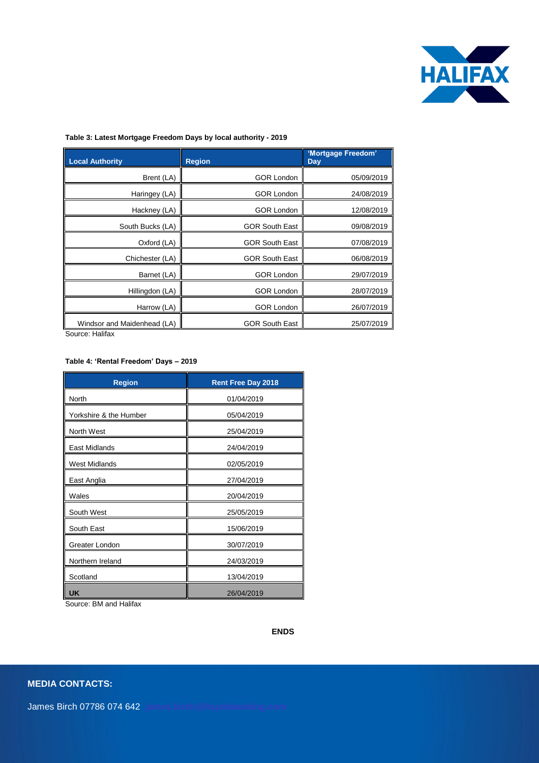**Table 3: Latest Mortgage Freedom Days by local authority - 2019**

| Local Authority | Region | 'Mortgage Freedom' Day |
|---|---|---|
| Brent (LA) | GOR London | 05/09/2019 |
| Haringey (LA) | GOR London | 24/08/2019 |
| Hackney (LA) | GOR London | 12/08/2019 |
| South Bucks (LA) | GOR South East | 09/08/2019 |
| Oxford (LA) | GOR South East | 07/08/2019 |
| Chichester (LA) | GOR South East | 06/08/2019 |
| Barnet (LA) | GOR London | 29/07/2019 |
| Hillingdon (LA) | GOR London | 28/07/2019 |
| Harrow (LA) | GOR London | 26/07/2019 |
| Windsor and Maidenhead (LA) | GOR South East | 25/07/2019 |

Source: Halifax

**Table 4: 'Rental Freedom' Days – 2019**

| Region | Rent Free Day 2018 |
|---|---|
| North | 01/04/2019 |
| Yorkshire & the Humber | 05/04/2019 |
| North West | 25/04/2019 |
| East Midlands | 24/04/2019 |
| West Midlands | 02/05/2019 |
| East Anglia | 27/04/2019 |
| Wales | 20/04/2019 |
| South West | 25/05/2019 |
| South East | 15/06/2019 |
| Greater London | 30/07/2019 |
| Northern Ireland | 24/03/2019 |
| Scotland | 13/04/2019 |
| **UK** | 26/04/2019 |

Source: BM and Halifax

**ENDS**

**MEDIA CONTACTS:**

James Birch 07786 074 642 james.birch@lloydsbanking.com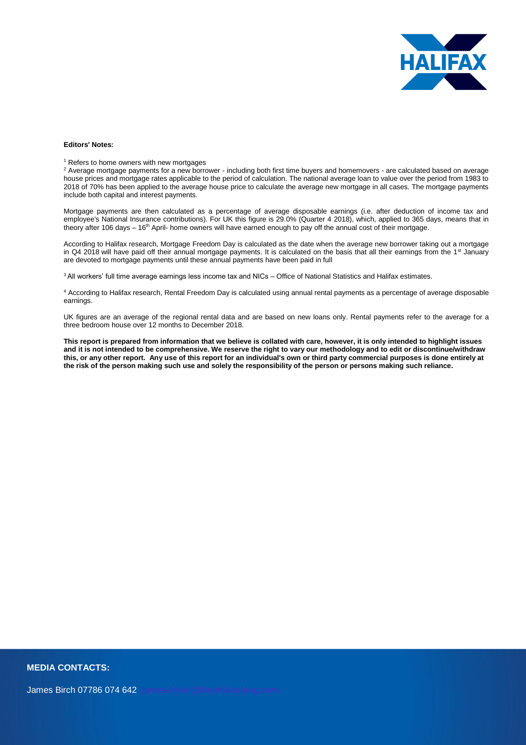**Editors' Notes:**

[1] Refers to home owners with new mortgages

[2] Average mortgage payments for a new borrower - including both first time buyers and homemovers - are calculated based on average house prices and mortgage rates applicable to the period of calculation. The national average loan to value over the period from 1983 to 2018 of 70% has been applied to the average house price to calculate the average new mortgage in all cases. The mortgage payments include both capital and interest payments.

Mortgage payments are then calculated as a percentage of average disposable earnings (i.e. after deduction of income tax and employee's National Insurance contributions). For UK this figure is 29.0% (Quarter 4 2018), which, applied to 365 days, means that in theory after 106 days – 16th April- home owners will have earned enough to pay off the annual cost of their mortgage.

According to Halifax research, Mortgage Freedom Day is calculated as the date when the average new borrower taking out a mortgage in Q4 2018 will have paid off their annual mortgage payments. It is calculated on the basis that all their earnings from the 1st January are devoted to mortgage payments until these annual payments have been paid in full

[3] All workers' full time average earnings less income tax and NICs – Office of National Statistics and Halifax estimates.

[4] According to Halifax research, Rental Freedom Day is calculated using annual rental payments as a percentage of average disposable earnings.

UK figures are an average of the regional rental data and are based on new loans only. Rental payments refer to the average for a three bedroom house over 12 months to December 2018.

**This report is prepared from information that we believe is collated with care, however, it is only intended to highlight issues and it is not intended to be comprehensive. We reserve the right to vary our methodology and to edit or discontinue/withdraw this, or any other report. Any use of this report for an individual's own or third party commercial purposes is done entirely at the risk of the person making such use and solely the responsibility of the person or persons making such reliance.**

**MEDIA CONTACTS:**

James Birch 07786 074 642 james.birch@lloydsbanking.com